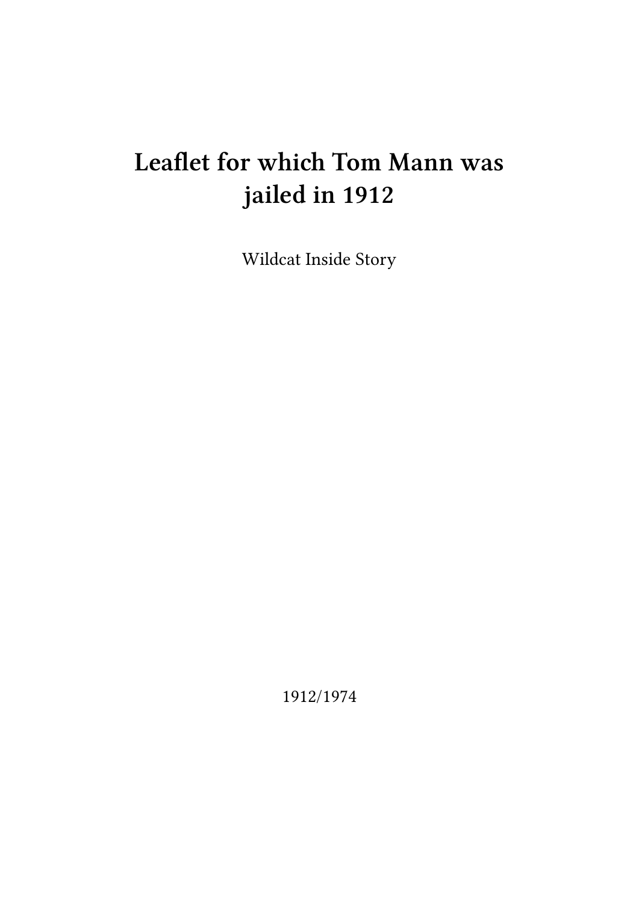# Leaflet for which Tom Mann was jailed in 1912

Wildcat Inside Story

1912/1974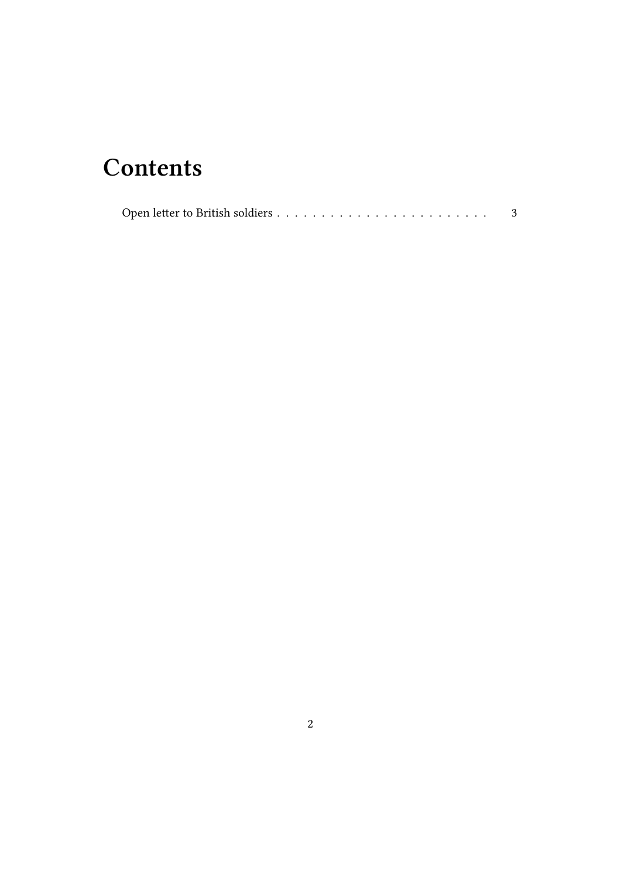# Contents

Open letter to British soldiers . . . . . . . . . . . . . . . . . . . . . . . . 3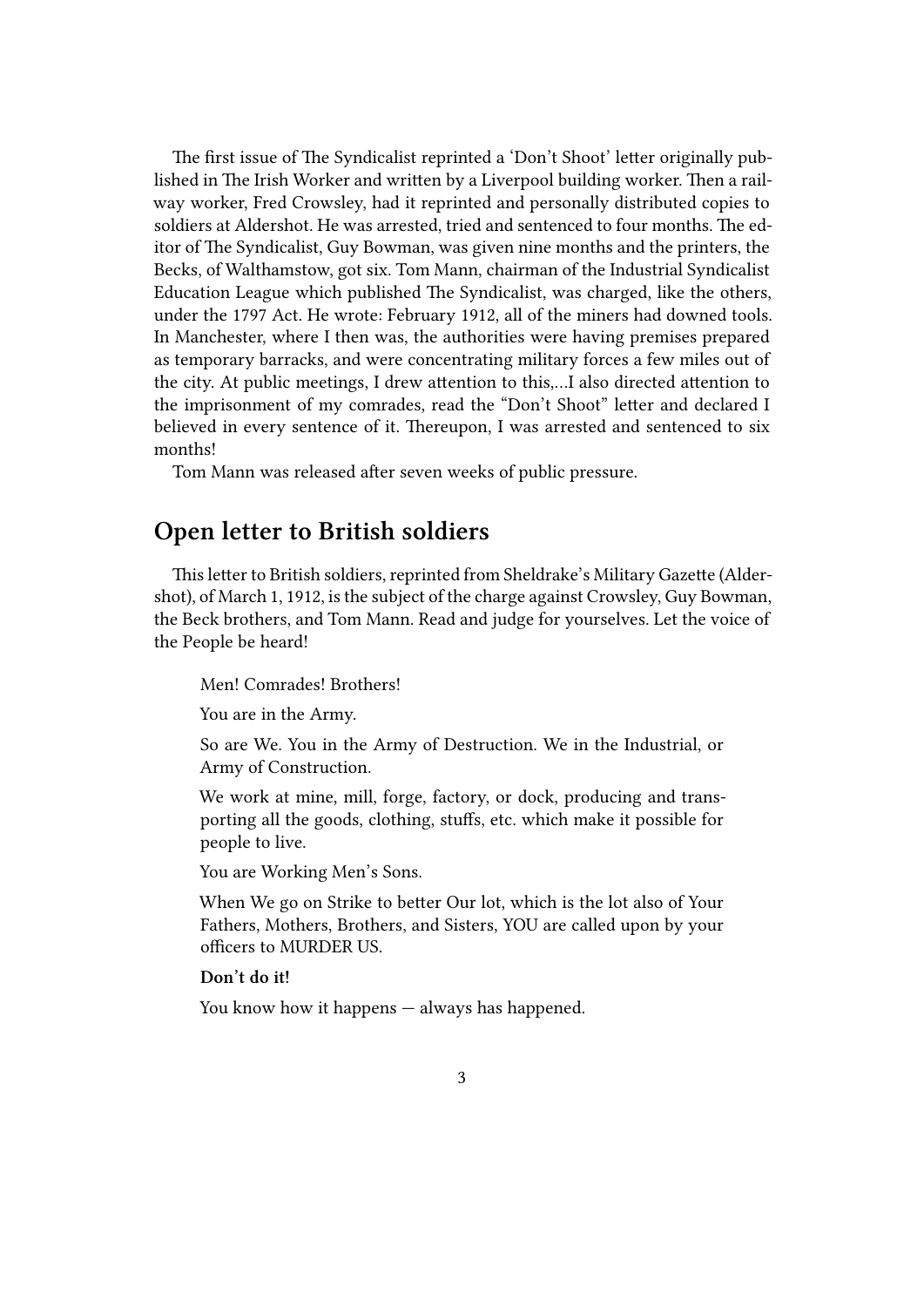The first issue of The Syndicalist reprinted a 'Don't Shoot' letter originally published in The Irish Worker and written by a Liverpool building worker. Then a railway worker, Fred Crowsley, had it reprinted and personally distributed copies to soldiers at Aldershot. He was arrested, tried and sentenced to four months. The editor of The Syndicalist, Guy Bowman, was given nine months and the printers, the Becks, of Walthamstow, got six. Tom Mann, chairman of the Industrial Syndicalist Education League which published The Syndicalist, was charged, like the others, under the 1797 Act. He wrote: February 1912, all of the miners had downed tools. In Manchester, where I then was, the authorities were having premises prepared as temporary barracks, and were concentrating military forces a few miles out of the city. At public meetings, I drew attention to this,…I also directed attention to the imprisonment of my comrades, read the "Don't Shoot" letter and declared I believed in every sentence of it. Thereupon, I was arrested and sentenced to six months!

Tom Mann was released after seven weeks of public pressure.

## Open letter to British soldiers

This letter to British soldiers, reprinted from Sheldrake's Military Gazette (Aldershot), of March 1, 1912, is the subject of the charge against Crowsley, Guy Bowman, the Beck brothers, and Tom Mann. Read and judge for yourselves. Let the voice of the People be heard!

> Men! Comrades! Brothers!
>
> You are in the Army.
>
> So are We. You in the Army of Destruction. We in the Industrial, or Army of Construction.
>
> We work at mine, mill, forge, factory, or dock, producing and transporting all the goods, clothing, stuffs, etc. which make it possible for people to live.
>
> You are Working Men's Sons.
>
> When We go on Strike to better Our lot, which is the lot also of Your Fathers, Mothers, Brothers, and Sisters, YOU are called upon by your officers to MURDER US.
>
> **Don't do it!**
>
> You know how it happens — always has happened.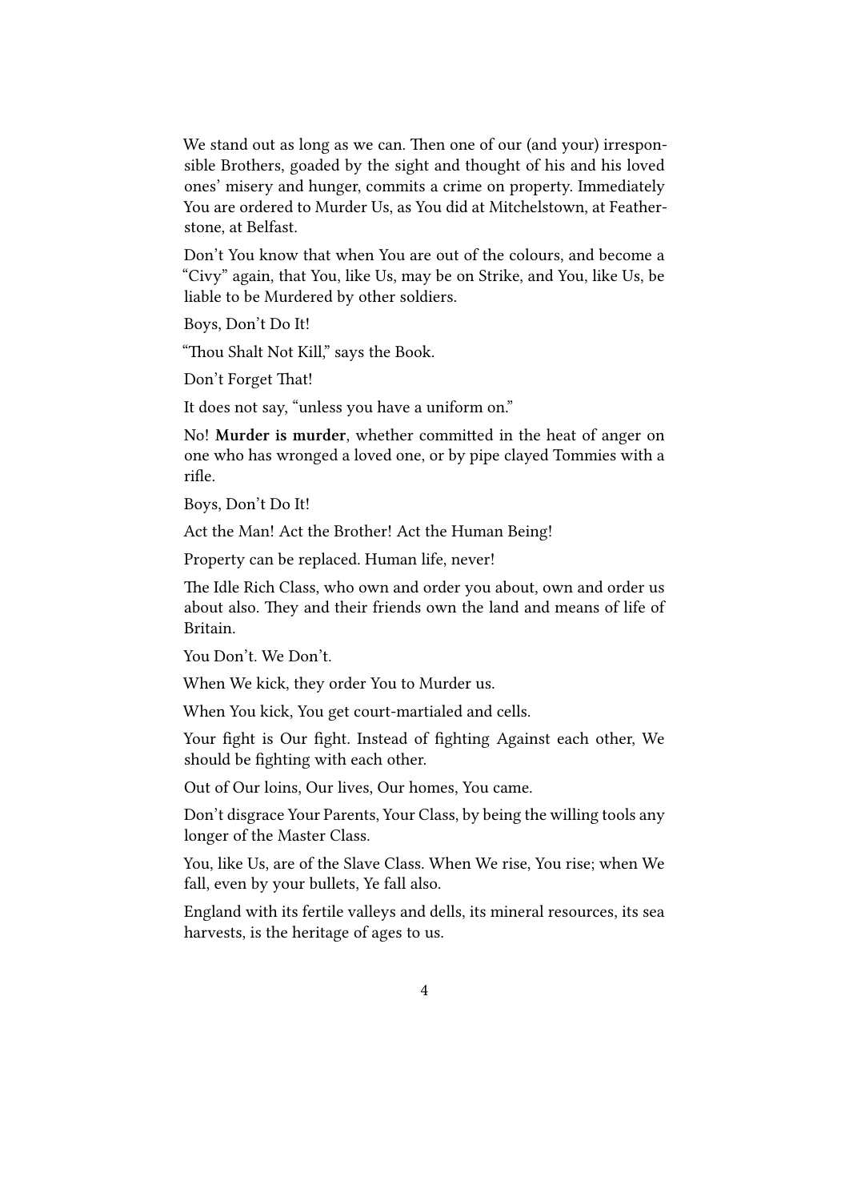We stand out as long as we can. Then one of our (and your) irresponsible Brothers, goaded by the sight and thought of his and his loved ones' misery and hunger, commits a crime on property. Immediately You are ordered to Murder Us, as You did at Mitchelstown, at Featherstone, at Belfast.

Don't You know that when You are out of the colours, and become a "Civy" again, that You, like Us, may be on Strike, and You, like Us, be liable to be Murdered by other soldiers.

Boys, Don't Do It!

"Thou Shalt Not Kill," says the Book.

Don't Forget That!

It does not say, "unless you have a uniform on."

No! **Murder is murder**, whether committed in the heat of anger on one who has wronged a loved one, or by pipe clayed Tommies with a rifle.

Boys, Don't Do It!

Act the Man! Act the Brother! Act the Human Being!

Property can be replaced. Human life, never!

The Idle Rich Class, who own and order you about, own and order us about also. They and their friends own the land and means of life of Britain.

You Don't. We Don't.

When We kick, they order You to Murder us.

When You kick, You get court-martialed and cells.

Your fight is Our fight. Instead of fighting Against each other, We should be fighting with each other.

Out of Our loins, Our lives, Our homes, You came.

Don't disgrace Your Parents, Your Class, by being the willing tools any longer of the Master Class.

You, like Us, are of the Slave Class. When We rise, You rise; when We fall, even by your bullets, Ye fall also.

England with its fertile valleys and dells, its mineral resources, its sea harvests, is the heritage of ages to us.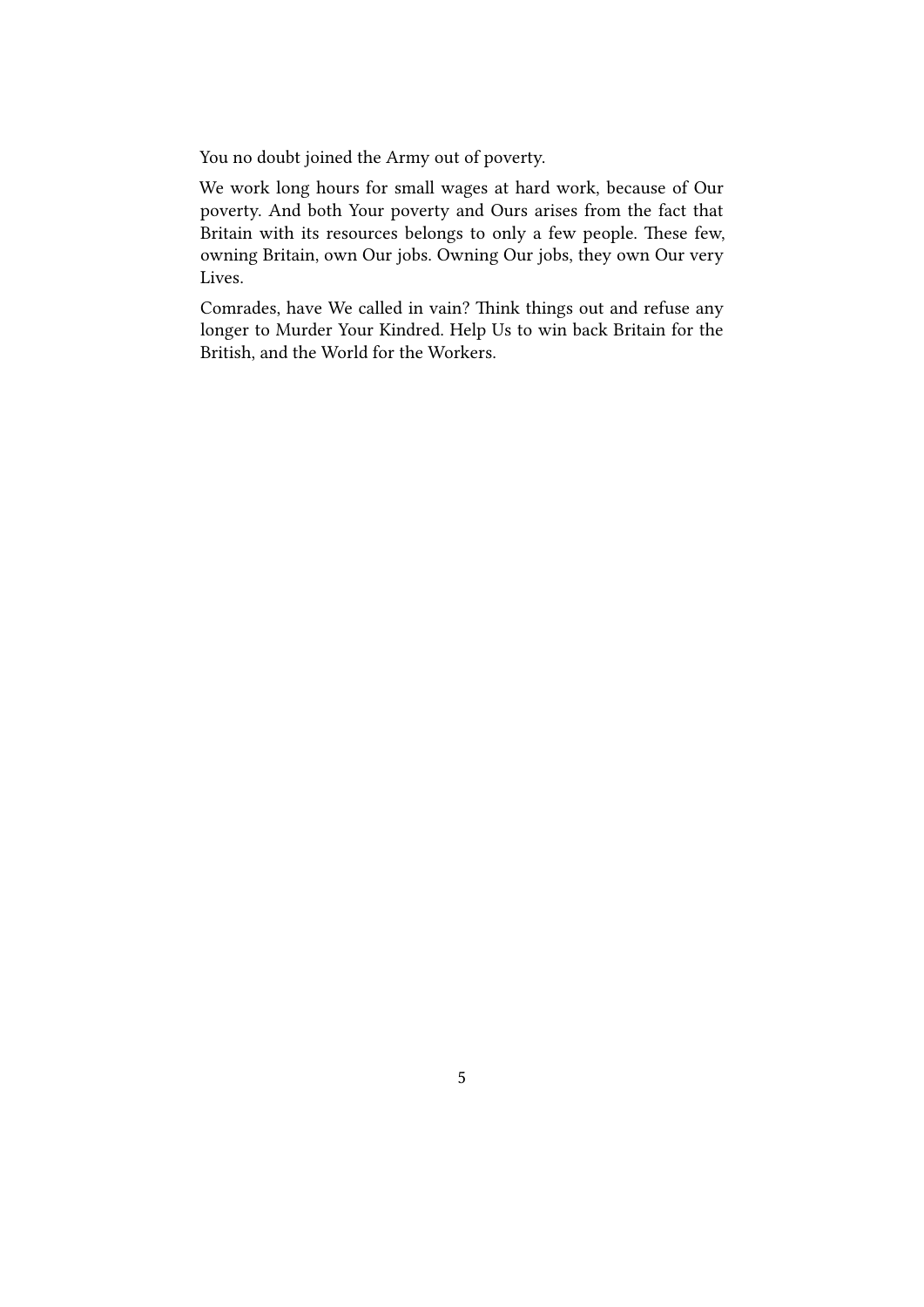You no doubt joined the Army out of poverty.

We work long hours for small wages at hard work, because of Our poverty. And both Your poverty and Ours arises from the fact that Britain with its resources belongs to only a few people. These few, owning Britain, own Our jobs. Owning Our jobs, they own Our very Lives.

Comrades, have We called in vain? Think things out and refuse any longer to Murder Your Kindred. Help Us to win back Britain for the British, and the World for the Workers.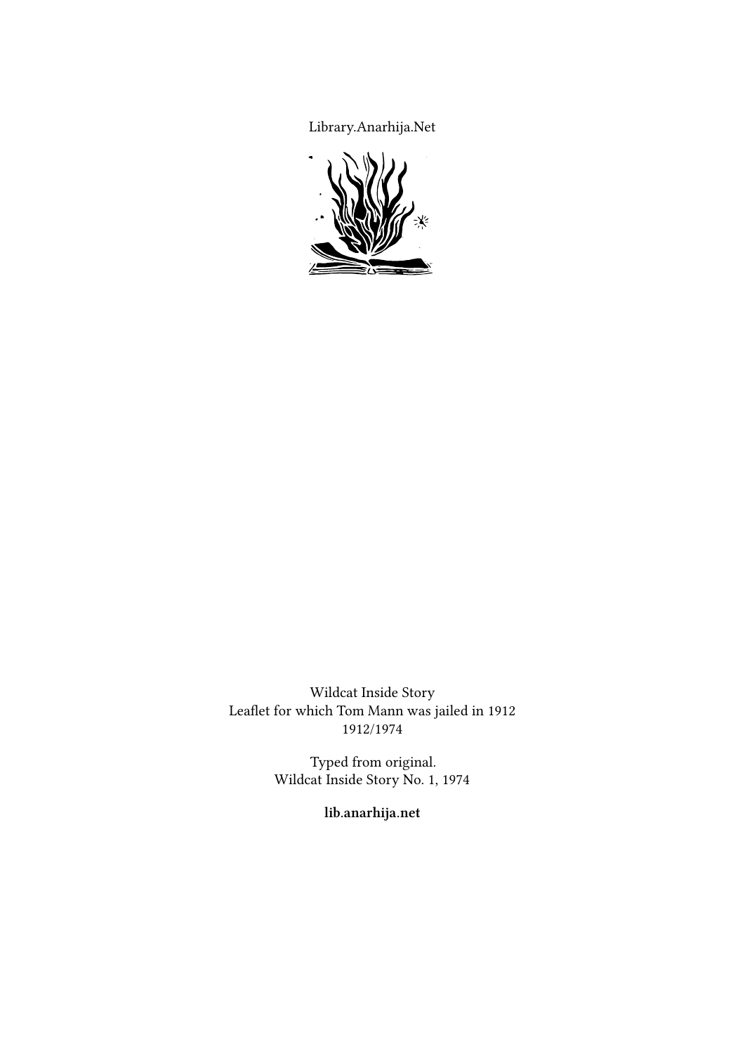Library.Anarhija.Net

Wildcat Inside Story
Leaflet for which Tom Mann was jailed in 1912
1912/1974

Typed from original.
Wildcat Inside Story No. 1, 1974

**lib.anarhija.net**